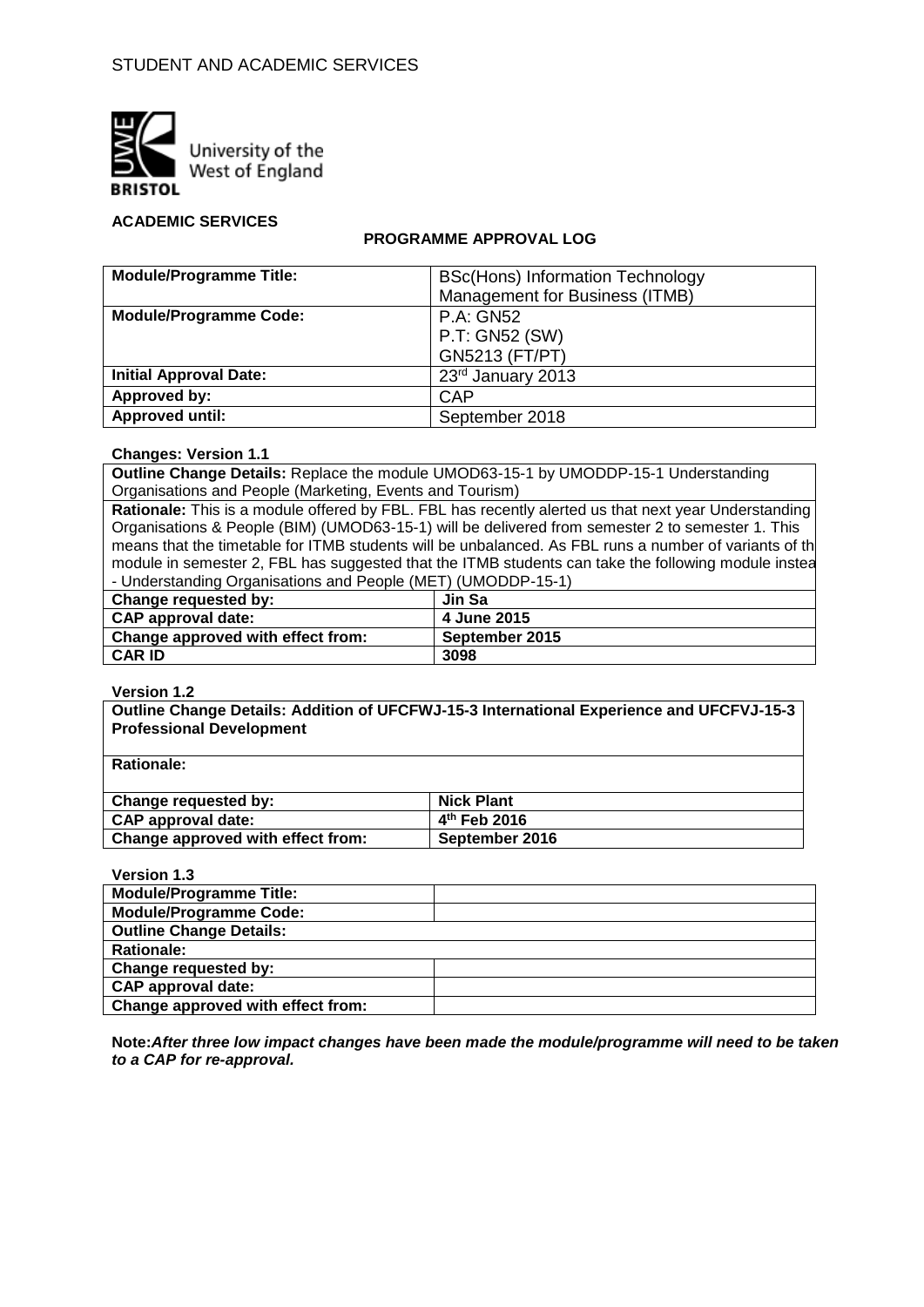STUDENT AND ACADEMIC SERVICES

University of the West of England

BRISTOL

**ACADEMIC SERVICES**

**PROGRAMME APPROVAL LOG**

| **Module/Programme Title:** | BSc(Hons) Information Technology Management for Business (ITMB) |
|---|---|
| **Module/Programme Code:** | P.A: GN52<br>P.T: GN52 (SW)<br>GN5213 (FT/PT) |
| **Initial Approval Date:** | 23rd January 2013 |
| **Approved by:** | CAP |
| **Approved until:** | September 2018 |

**Changes: Version 1.1**

| **Outline Change Details:** Replace the module UMOD63-15-1 by UMODDP-15-1 Understanding Organisations and People (Marketing, Events and Tourism) | |
|---|---|
| **Rationale:** This is a module offered by FBL. FBL has recently alerted us that next year Understanding Organisations & People (BIM) (UMOD63-15-1) will be delivered from semester 2 to semester 1. This means that the timetable for ITMB students will be unbalanced. As FBL runs a number of variants of th module in semester 2, FBL has suggested that the ITMB students can take the following module instea - Understanding Organisations and People (MET) (UMODDP-15-1) | |
| **Change requested by:** | **Jin Sa** |
| **CAP approval date:** | **4 June 2015** |
| **Change approved with effect from:** | **September 2015** |
| **CAR ID** | **3098** |

**Version 1.2**

| **Outline Change Details: Addition of UFCFWJ-15-3 International Experience and UFCFVJ-15-3 Professional Development** | |
|---|---|
| **Rationale:** | |
| **Change requested by:** | **Nick Plant** |
| **CAP approval date:** | **4th Feb 2016** |
| **Change approved with effect from:** | **September 2016** |

**Version 1.3**

| **Module/Programme Title:** | |
|---|---|
| **Module/Programme Code:** | |
| **Outline Change Details:** | |
| **Rationale:** | |
| **Change requested by:** | |
| **CAP approval date:** | |
| **Change approved with effect from:** | |

**Note:*****After three low impact changes have been made the module/programme will need to be taken to a CAP for re-approval.***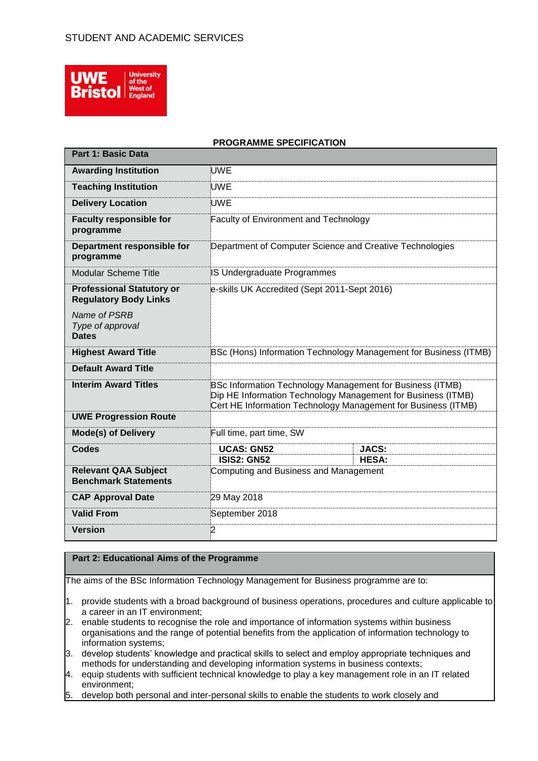STUDENT AND ACADEMIC SERVICES

**PROGRAMME SPECIFICATION**

| **Part 1: Basic Data** | | | |
|---|---|---|---|
| **Awarding Institution** | UWE | | |
| **Teaching Institution** | UWE | | |
| **Delivery Location** | UWE | | |
| **Faculty responsible for programme** | Faculty of Environment and Technology | | |
| **Department responsible for programme** | Department of Computer Science and Creative Technologies | | |
| Modular Scheme Title | IS Undergraduate Programmes | | |
| **Professional Statutory or Regulatory Body Links**<br>*Name of PSRB*<br>*Type of approval*<br>**Dates** | e-skills UK Accredited (Sept 2011-Sept 2016) | | |
| **Highest Award Title** | BSc (Hons) Information Technology Management for Business (ITMB) | | |
| **Default Award Title** | | | |
| **Interim Award Titles** | BSc Information Technology Management for Business (ITMB)<br>Dip HE Information Technology Management for Business (ITMB)<br>Cert HE Information Technology Management for Business (ITMB) | | |
| **UWE Progression Route** | | | |
| **Mode(s) of Delivery** | Full time, part time, SW | | |
| **Codes** | **UCAS: GN52** | **JACS:** | |
| | **ISIS2: GN52** | **HESA:** | |
| **Relevant QAA Subject Benchmark Statements** | Computing and Business and Management | | |
| **CAP Approval Date** | 29 May 2018 | | |
| **Valid From** | September 2018 | | |
| **Version** | 2 | | |

**Part 2: Educational Aims of the Programme**

The aims of the BSc Information Technology Management for Business programme are to:

1. provide students with a broad background of business operations, procedures and culture applicable to a career in an IT environment;
2. enable students to recognise the role and importance of information systems within business organisations and the range of potential benefits from the application of information technology to information systems;
3. develop students' knowledge and practical skills to select and employ appropriate techniques and methods for understanding and developing information systems in business contexts;
4. equip students with sufficient technical knowledge to play a key management role in an IT related environment;
5. develop both personal and inter-personal skills to enable the students to work closely and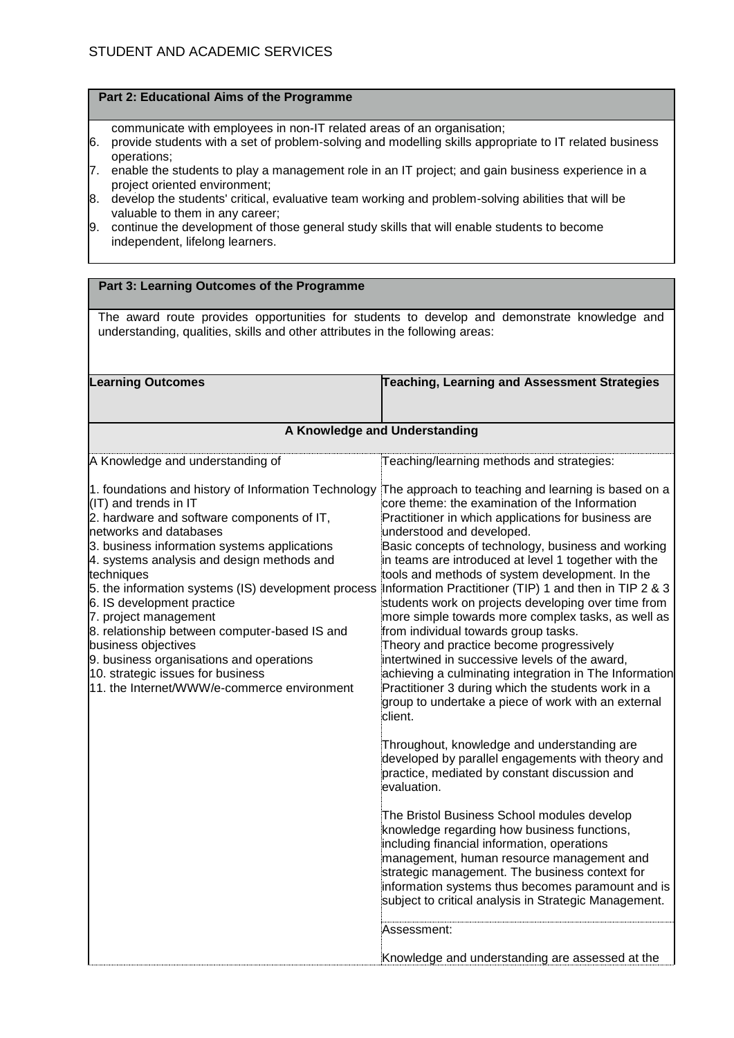## Part 2: Educational Aims of the Programme

communicate with employees in non-IT related areas of an organisation;

6. provide students with a set of problem-solving and modelling skills appropriate to IT related business operations;
7. enable the students to play a management role in an IT project; and gain business experience in a project oriented environment;
8. develop the students' critical, evaluative team working and problem-solving abilities that will be valuable to them in any career;
9. continue the development of those general study skills that will enable students to become independent, lifelong learners.

## Part 3: Learning Outcomes of the Programme

The award route provides opportunities for students to develop and demonstrate knowledge and understanding, qualities, skills and other attributes in the following areas:

| Learning Outcomes | Teaching, Learning and Assessment Strategies |
|---|---|
| **A Knowledge and Understanding** | |
| A Knowledge and understanding of<br><br>1. foundations and history of Information Technology (IT) and trends in IT<br>2. hardware and software components of IT, networks and databases<br>3. business information systems applications<br>4. systems analysis and design methods and techniques<br>5. the information systems (IS) development process<br>6. IS development practice<br>7. project management<br>8. relationship between computer-based IS and business objectives<br>9. business organisations and operations<br>10. strategic issues for business<br>11. the Internet/WWW/e-commerce environment | Teaching/learning methods and strategies:<br><br>The approach to teaching and learning is based on a core theme: the examination of the Information Practitioner in which applications for business are understood and developed.<br>Basic concepts of technology, business and working in teams are introduced at level 1 together with the tools and methods of system development. In the Information Practitioner (TIP) 1 and then in TIP 2 & 3 students work on projects developing over time from more simple towards more complex tasks, as well as from individual towards group tasks.<br>Theory and practice become progressively intertwined in successive levels of the award, achieving a culminating integration in The Information Practitioner 3 during which the students work in a group to undertake a piece of work with an external client.<br><br>Throughout, knowledge and understanding are developed by parallel engagements with theory and practice, mediated by constant discussion and evaluation.<br><br>The Bristol Business School modules develop knowledge regarding how business functions, including financial information, operations management, human resource management and strategic management. The business context for information systems thus becomes paramount and is subject to critical analysis in Strategic Management. |
| | Assessment:<br><br>Knowledge and understanding are assessed at the |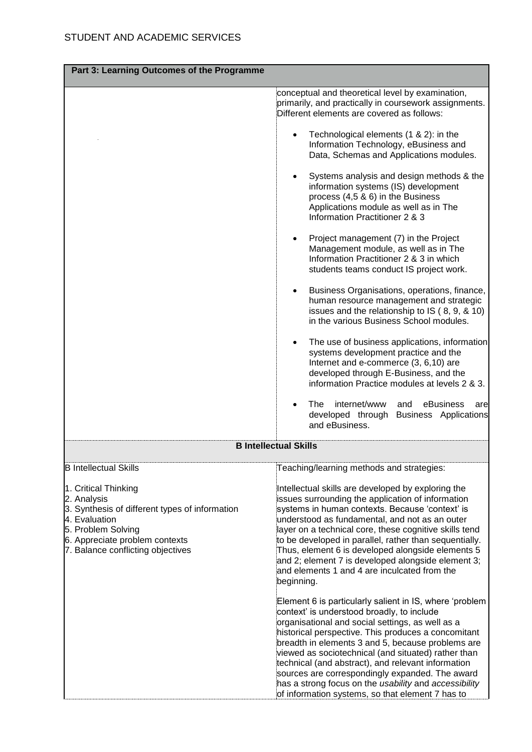| Part 3: Learning Outcomes of the Programme | |
|---|---|
| | conceptual and theoretical level by examination, primarily, and practically in coursework assignments. Different elements are covered as follows:<br><br>• Technological elements (1 & 2): in the Information Technology, eBusiness and Data, Schemas and Applications modules.<br><br>• Systems analysis and design methods & the information systems (IS) development process (4,5 & 6) in the Business Applications module as well as in The Information Practitioner 2 & 3<br><br>• Project management (7) in the Project Management module, as well as in The Information Practitioner 2 & 3 in which students teams conduct IS project work.<br><br>• Business Organisations, operations, finance, human resource management and strategic issues and the relationship to IS ( 8, 9, & 10) in the various Business School modules.<br><br>• The use of business applications, information systems development practice and the Internet and e-commerce (3, 6,10) are developed through E-Business, and the information Practice modules at levels 2 & 3.<br><br>• The internet/www and eBusiness are developed through Business Applications and eBusiness. |
| **B Intellectual Skills** | |
| B Intellectual Skills<br><br>1. Critical Thinking<br>2. Analysis<br>3. Synthesis of different types of information<br>4. Evaluation<br>5. Problem Solving<br>6. Appreciate problem contexts<br>7. Balance conflicting objectives | Teaching/learning methods and strategies:<br><br>Intellectual skills are developed by exploring the issues surrounding the application of information systems in human contexts. Because 'context' is understood as fundamental, and not as an outer layer on a technical core, these cognitive skills tend to be developed in parallel, rather than sequentially. Thus, element 6 is developed alongside elements 5 and 2; element 7 is developed alongside element 3; and elements 1 and 4 are inculcated from the beginning.<br><br>Element 6 is particularly salient in IS, where 'problem context' is understood broadly, to include organisational and social settings, as well as a historical perspective. This produces a concomitant breadth in elements 3 and 5, because problems are viewed as sociotechnical (and situated) rather than technical (and abstract), and relevant information sources are correspondingly expanded. The award has a strong focus on the *usability* and *accessibility* of information systems, so that element 7 has to |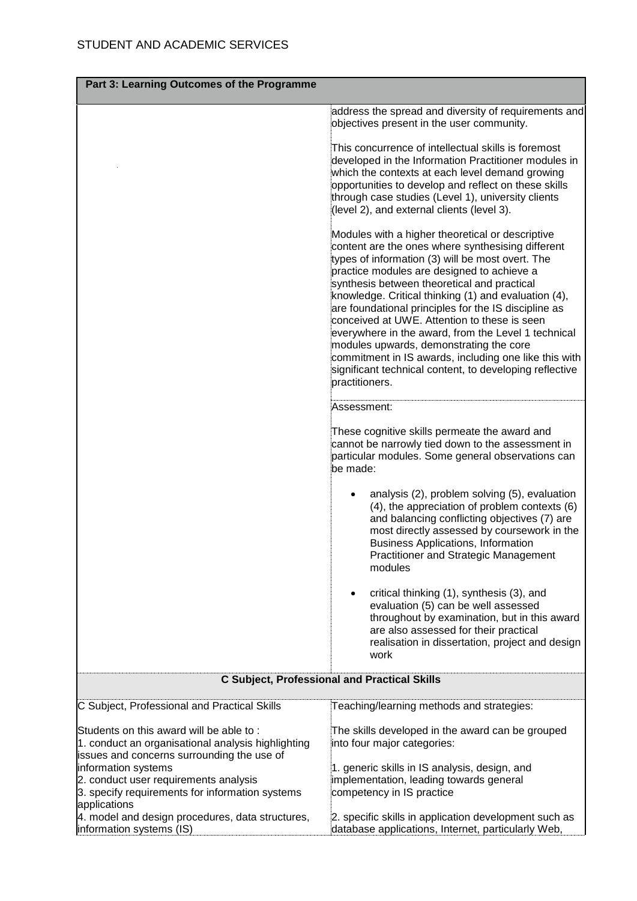STUDENT AND ACADEMIC SERVICES

| Part 3: Learning Outcomes of the Programme | |
|---|---|
| | address the spread and diversity of requirements and objectives present in the user community.<br><br>This concurrence of intellectual skills is foremost developed in the Information Practitioner modules in which the contexts at each level demand growing opportunities to develop and reflect on these skills through case studies (Level 1), university clients (level 2), and external clients (level 3).<br><br>Modules with a higher theoretical or descriptive content are the ones where synthesising different types of information (3) will be most overt. The practice modules are designed to achieve a synthesis between theoretical and practical knowledge. Critical thinking (1) and evaluation (4), are foundational principles for the IS discipline as conceived at UWE. Attention to these is seen everywhere in the award, from the Level 1 technical modules upwards, demonstrating the core commitment in IS awards, including one like this with significant technical content, to developing reflective practitioners. |
| | Assessment:<br><br>These cognitive skills permeate the award and cannot be narrowly tied down to the assessment in particular modules. Some general observations can be made:<br><br>• analysis (2), problem solving (5), evaluation (4), the appreciation of problem contexts (6) and balancing conflicting objectives (7) are most directly assessed by coursework in the Business Applications, Information Practitioner and Strategic Management modules<br><br>• critical thinking (1), synthesis (3), and evaluation (5) can be well assessed throughout by examination, but in this award are also assessed for their practical realisation in dissertation, project and design work |
| **C Subject, Professional and Practical Skills** | |
| C Subject, Professional and Practical Skills<br><br>Students on this award will be able to :<br>1. conduct an organisational analysis highlighting issues and concerns surrounding the use of information systems<br>2. conduct user requirements analysis<br>3. specify requirements for information systems applications<br>4. model and design procedures, data structures, information systems (IS) | Teaching/learning methods and strategies:<br><br>The skills developed in the award can be grouped into four major categories:<br><br>1. generic skills in IS analysis, design, and implementation, leading towards general competency in IS practice<br><br>2. specific skills in application development such as database applications, Internet, particularly Web, |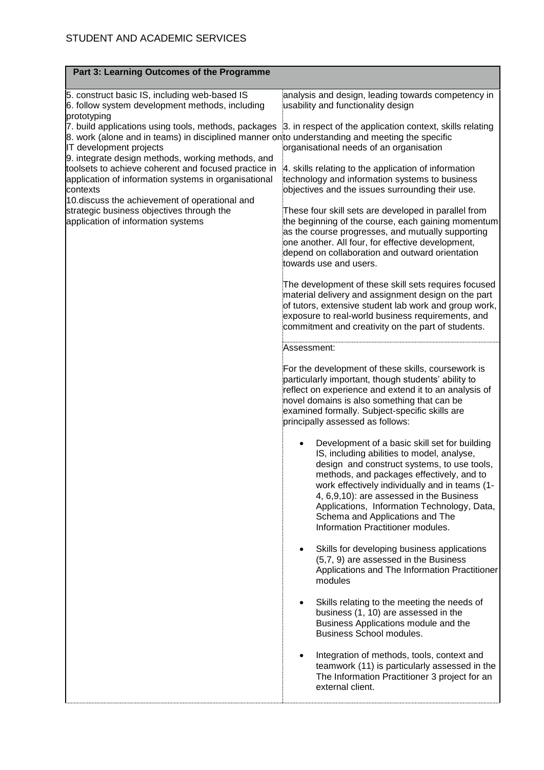STUDENT AND ACADEMIC SERVICES

| **Part 3: Learning Outcomes of the Programme** | |
|---|---|
| 5. construct basic IS, including web-based IS<br>6. follow system development methods, including prototyping<br>7. build applications using tools, methods, packages<br>8. work (alone and in teams) in disciplined manner on IT development projects<br>9. integrate design methods, working methods, and toolsets to achieve coherent and focused practice in application of information systems in organisational contexts<br>10.discuss the achievement of operational and strategic business objectives through the application of information systems | analysis and design, leading towards competency in usability and functionality design<br><br>3. in respect of the application context, skills relating to understanding and meeting the specific organisational needs of an organisation<br><br>4. skills relating to the application of information technology and information systems to business objectives and the issues surrounding their use.<br><br>These four skill sets are developed in parallel from the beginning of the course, each gaining momentum as the course progresses, and mutually supporting one another. All four, for effective development, depend on collaboration and outward orientation towards use and users.<br><br>The development of these skill sets requires focused material delivery and assignment design on the part of tutors, extensive student lab work and group work, exposure to real-world business requirements, and commitment and creativity on the part of students. |
| | Assessment:<br><br>For the development of these skills, coursework is particularly important, though students' ability to reflect on experience and extend it to an analysis of novel domains is also something that can be examined formally. Subject-specific skills are principally assessed as follows:<br><br>• Development of a basic skill set for building IS, including abilities to model, analyse, design and construct systems, to use tools, methods, and packages effectively, and to work effectively individually and in teams (1-4, 6,9,10): are assessed in the Business Applications, Information Technology, Data, Schema and Applications and The Information Practitioner modules.<br><br>• Skills for developing business applications (5,7, 9) are assessed in the Business Applications and The Information Practitioner modules<br><br>• Skills relating to the meeting the needs of business (1, 10) are assessed in the Business Applications module and the Business School modules.<br><br>• Integration of methods, tools, context and teamwork (11) is particularly assessed in the The Information Practitioner 3 project for an external client. |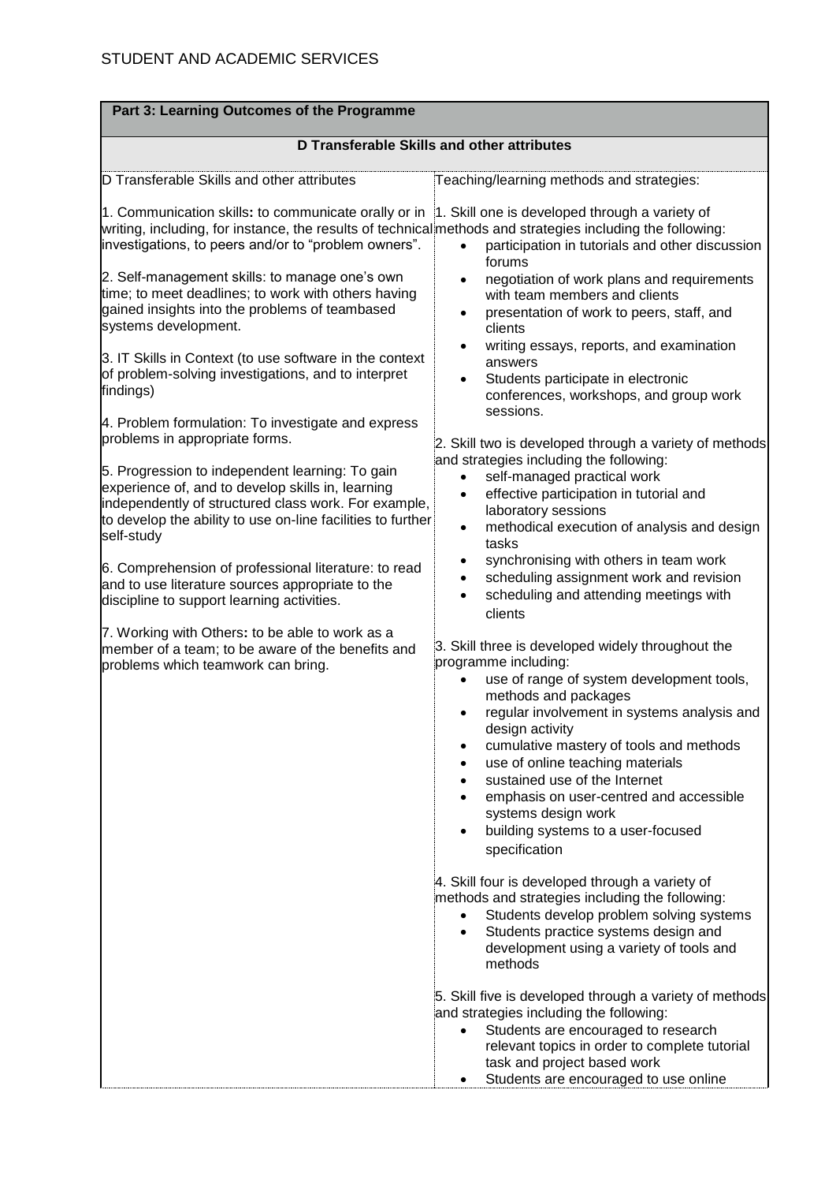| Part 3: Learning Outcomes of the Programme | |
|---|---|
| **D Transferable Skills and other attributes** | |
| D Transferable Skills and other attributes<br><br>1. Communication skills**:** to communicate orally or in writing, including, for instance, the results of technical investigations, to peers and/or to "problem owners".<br><br>2. Self-management skills: to manage one's own time; to meet deadlines; to work with others having gained insights into the problems of teambased systems development.<br><br>3. IT Skills in Context (to use software in the context of problem-solving investigations, and to interpret findings)<br><br>4. Problem formulation: To investigate and express problems in appropriate forms.<br><br>5. Progression to independent learning: To gain experience of, and to develop skills in, learning independently of structured class work. For example, to develop the ability to use on-line facilities to further self-study<br><br>6. Comprehension of professional literature: to read and to use literature sources appropriate to the discipline to support learning activities.<br><br>7. Working with Others**:** to be able to work as a member of a team; to be aware of the benefits and problems which teamwork can bring. | Teaching/learning methods and strategies:<br><br>1. Skill one is developed through a variety of methods and strategies including the following:<br>• participation in tutorials and other discussion forums<br>• negotiation of work plans and requirements with team members and clients<br>• presentation of work to peers, staff, and clients<br>• writing essays, reports, and examination answers<br>• Students participate in electronic conferences, workshops, and group work sessions.<br><br>2. Skill two is developed through a variety of methods and strategies including the following:<br>• self-managed practical work<br>• effective participation in tutorial and laboratory sessions<br>• methodical execution of analysis and design tasks<br>• synchronising with others in team work<br>• scheduling assignment work and revision<br>• scheduling and attending meetings with clients<br><br>3. Skill three is developed widely throughout the programme including:<br>• use of range of system development tools, methods and packages<br>• regular involvement in systems analysis and design activity<br>• cumulative mastery of tools and methods<br>• use of online teaching materials<br>• sustained use of the Internet<br>• emphasis on user-centred and accessible systems design work<br>• building systems to a user-focused specification<br><br>4. Skill four is developed through a variety of methods and strategies including the following:<br>• Students develop problem solving systems<br>• Students practice systems design and development using a variety of tools and methods<br><br>5. Skill five is developed through a variety of methods and strategies including the following:<br>• Students are encouraged to research relevant topics in order to complete tutorial task and project based work<br>• Students are encouraged to use online |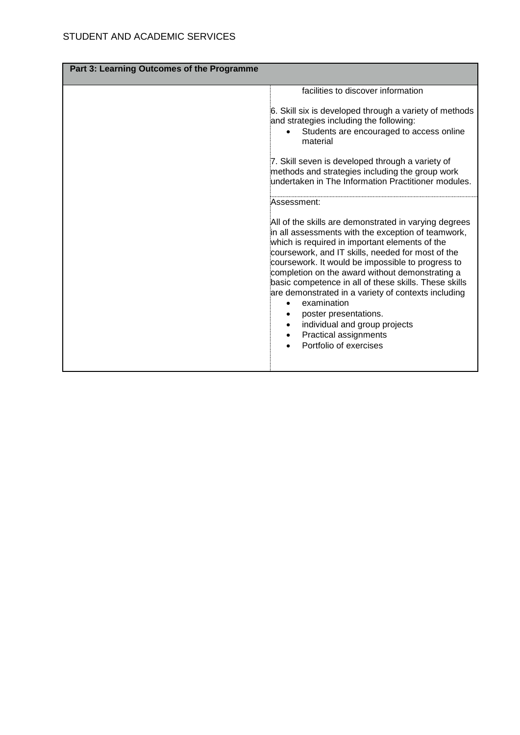| Part 3: Learning Outcomes of the Programme | |
| --- | --- |
| | facilities to discover information<br><br>6. Skill six is developed through a variety of methods and strategies including the following:<br>• Students are encouraged to access online material<br><br>7. Skill seven is developed through a variety of methods and strategies including the group work undertaken in The Information Practitioner modules. |
| | Assessment:<br><br>All of the skills are demonstrated in varying degrees in all assessments with the exception of teamwork, which is required in important elements of the coursework, and IT skills, needed for most of the coursework. It would be impossible to progress to completion on the award without demonstrating a basic competence in all of these skills. These skills are demonstrated in a variety of contexts including<br>• examination<br>• poster presentations.<br>• individual and group projects<br>• Practical assignments<br>• Portfolio of exercises |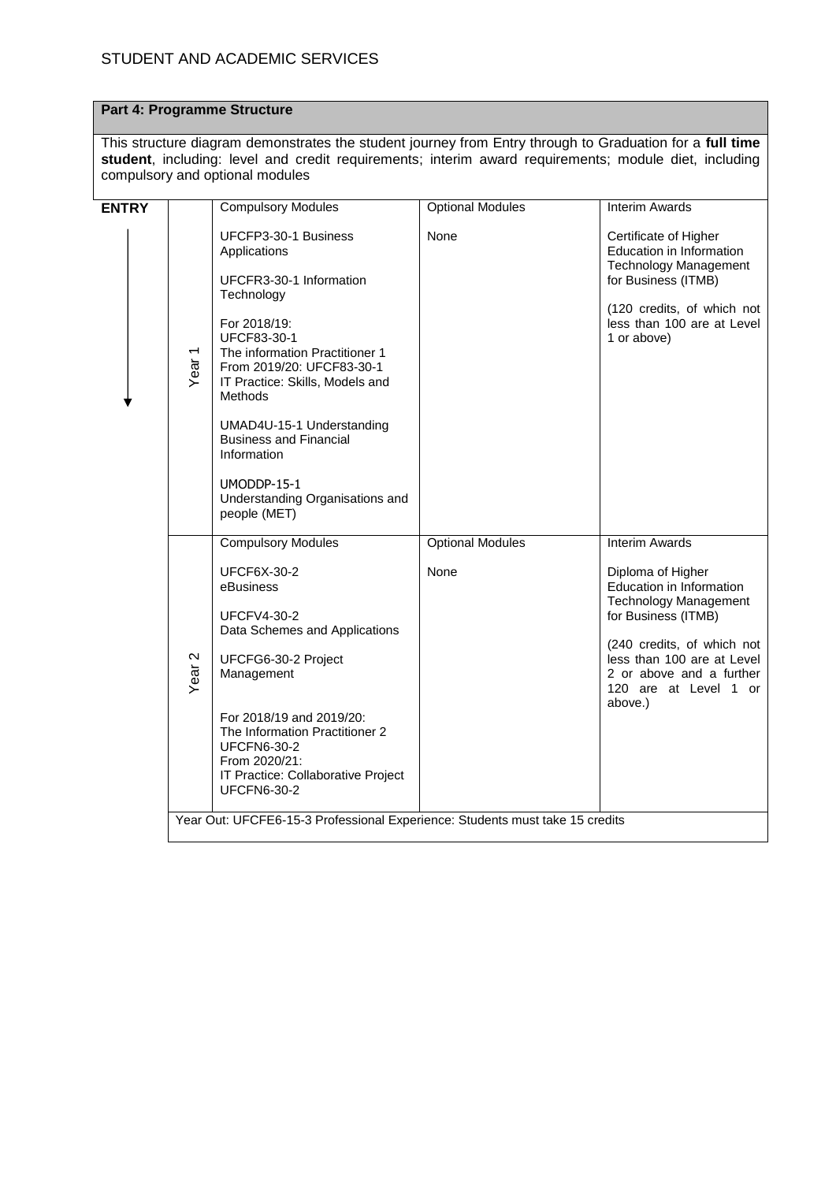## Part 4: Programme Structure

This structure diagram demonstrates the student journey from Entry through to Graduation for a **full time student**, including: level and credit requirements; interim award requirements; module diet, including compulsory and optional modules

**ENTRY**

| | Compulsory Modules | Optional Modules | Interim Awards |
|---|---|---|---|
| Year 1 | UFCFP3-30-1 Business Applications<br><br>UFCFR3-30-1 Information Technology<br><br>For 2018/19:<br>UFCF83-30-1<br>The information Practitioner 1<br>From 2019/20: UFCF83-30-1<br>IT Practice: Skills, Models and Methods<br><br>UMAD4U-15-1 Understanding Business and Financial Information<br><br>UMODDP-15-1<br>Understanding Organisations and people (MET) | None | Certificate of Higher Education in Information Technology Management for Business (ITMB)<br><br>(120 credits, of which not less than 100 are at Level 1 or above) |
| Year 2 | UFCF6X-30-2<br>eBusiness<br><br>UFCFV4-30-2<br>Data Schemes and Applications<br><br>UFCFG6-30-2 Project Management<br><br>For 2018/19 and 2019/20:<br>The Information Practitioner 2<br>UFCFN6-30-2<br>From 2020/21:<br>IT Practice: Collaborative Project<br>UFCFN6-30-2 | None | Diploma of Higher Education in Information Technology Management for Business (ITMB)<br><br>(240 credits, of which not less than 100 are at Level 2 or above and a further 120 are at Level 1 or above.) |
| Year Out: UFCFE6-15-3 Professional Experience: Students must take 15 credits | | | |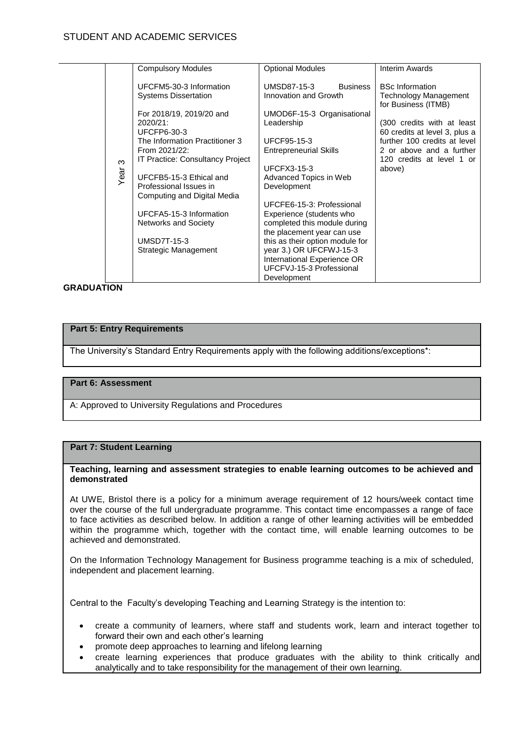| | Compulsory Modules | Optional Modules | Interim Awards |
|---|---|---|---|
| Year 3 | UFCFM5-30-3 Information Systems Dissertation<br><br>For 2018/19, 2019/20 and 2020/21:<br>UFCFP6-30-3<br>The Information Practitioner 3<br>From 2021/22:<br>IT Practice: Consultancy Project<br><br>UFCFB5-15-3 Ethical and Professional Issues in Computing and Digital Media<br><br>UFCFA5-15-3 Information Networks and Society<br><br>UMSD7T-15-3<br>Strategic Management | UMSD87-15-3 Business Innovation and Growth<br><br>UMOD6F-15-3 Organisational Leadership<br><br>UFCF95-15-3<br>Entrepreneurial Skills<br><br>UFCFX3-15-3<br>Advanced Topics in Web Development<br><br>UFCFE6-15-3: Professional Experience (students who completed this module during the placement year can use this as their option module for year 3.) OR UFCFWJ-15-3 International Experience OR UFCFVJ-15-3 Professional Development | BSc Information Technology Management for Business (ITMB)<br><br>(300 credits with at least 60 credits at level 3, plus a further 100 credits at level 2 or above and a further 120 credits at level 1 or above) |

**GRADUATION**

**Part 5: Entry Requirements**

The University's Standard Entry Requirements apply with the following additions/exceptions*:

**Part 6: Assessment**

A: Approved to University Regulations and Procedures

**Part 7: Student Learning**

**Teaching, learning and assessment strategies to enable learning outcomes to be achieved and demonstrated**

At UWE, Bristol there is a policy for a minimum average requirement of 12 hours/week contact time over the course of the full undergraduate programme. This contact time encompasses a range of face to face activities as described below. In addition a range of other learning activities will be embedded within the programme which, together with the contact time, will enable learning outcomes to be achieved and demonstrated.

On the Information Technology Management for Business programme teaching is a mix of scheduled, independent and placement learning.

Central to the Faculty's developing Teaching and Learning Strategy is the intention to:

- create a community of learners, where staff and students work, learn and interact together to forward their own and each other's learning
- promote deep approaches to learning and lifelong learning
- create learning experiences that produce graduates with the ability to think critically and analytically and to take responsibility for the management of their own learning.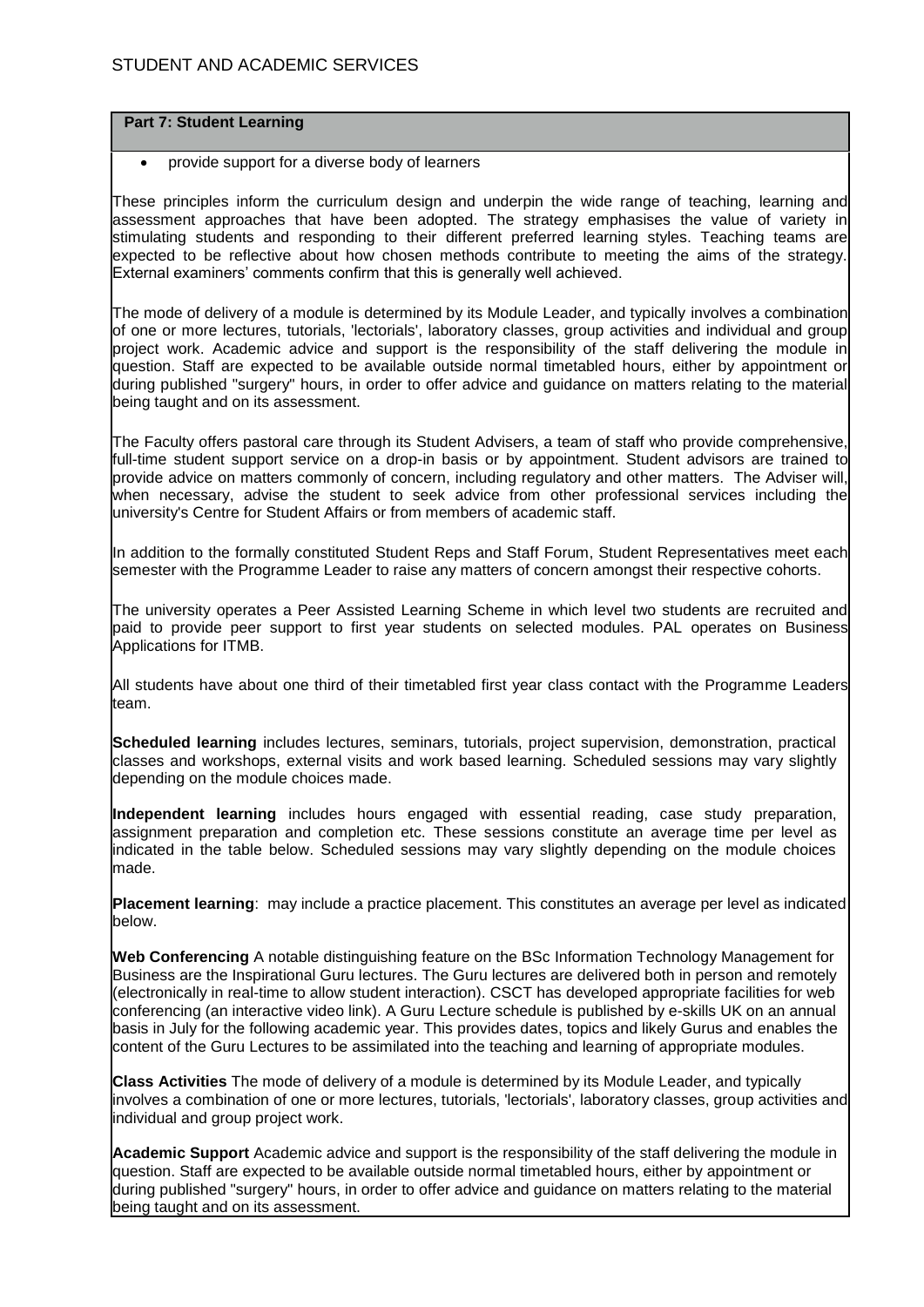**Part 7: Student Learning**

- provide support for a diverse body of learners

These principles inform the curriculum design and underpin the wide range of teaching, learning and assessment approaches that have been adopted. The strategy emphasises the value of variety in stimulating students and responding to their different preferred learning styles. Teaching teams are expected to be reflective about how chosen methods contribute to meeting the aims of the strategy. External examiners' comments confirm that this is generally well achieved.

The mode of delivery of a module is determined by its Module Leader, and typically involves a combination of one or more lectures, tutorials, 'lectorials', laboratory classes, group activities and individual and group project work. Academic advice and support is the responsibility of the staff delivering the module in question. Staff are expected to be available outside normal timetabled hours, either by appointment or during published "surgery" hours, in order to offer advice and guidance on matters relating to the material being taught and on its assessment.

The Faculty offers pastoral care through its Student Advisers, a team of staff who provide comprehensive, full-time student support service on a drop-in basis or by appointment. Student advisors are trained to provide advice on matters commonly of concern, including regulatory and other matters. The Adviser will, when necessary, advise the student to seek advice from other professional services including the university's Centre for Student Affairs or from members of academic staff.

In addition to the formally constituted Student Reps and Staff Forum, Student Representatives meet each semester with the Programme Leader to raise any matters of concern amongst their respective cohorts.

The university operates a Peer Assisted Learning Scheme in which level two students are recruited and paid to provide peer support to first year students on selected modules. PAL operates on Business Applications for ITMB.

All students have about one third of their timetabled first year class contact with the Programme Leaders team.

**Scheduled learning** includes lectures, seminars, tutorials, project supervision, demonstration, practical classes and workshops, external visits and work based learning. Scheduled sessions may vary slightly depending on the module choices made.

**Independent learning** includes hours engaged with essential reading, case study preparation, assignment preparation and completion etc. These sessions constitute an average time per level as indicated in the table below. Scheduled sessions may vary slightly depending on the module choices made.

**Placement learning**: may include a practice placement. This constitutes an average per level as indicated below.

**Web Conferencing** A notable distinguishing feature on the BSc Information Technology Management for Business are the Inspirational Guru lectures. The Guru lectures are delivered both in person and remotely (electronically in real-time to allow student interaction). CSCT has developed appropriate facilities for web conferencing (an interactive video link). A Guru Lecture schedule is published by e-skills UK on an annual basis in July for the following academic year. This provides dates, topics and likely Gurus and enables the content of the Guru Lectures to be assimilated into the teaching and learning of appropriate modules.

**Class Activities** The mode of delivery of a module is determined by its Module Leader, and typically involves a combination of one or more lectures, tutorials, 'lectorials', laboratory classes, group activities and individual and group project work.

**Academic Support** Academic advice and support is the responsibility of the staff delivering the module in question. Staff are expected to be available outside normal timetabled hours, either by appointment or during published "surgery" hours, in order to offer advice and guidance on matters relating to the material being taught and on its assessment.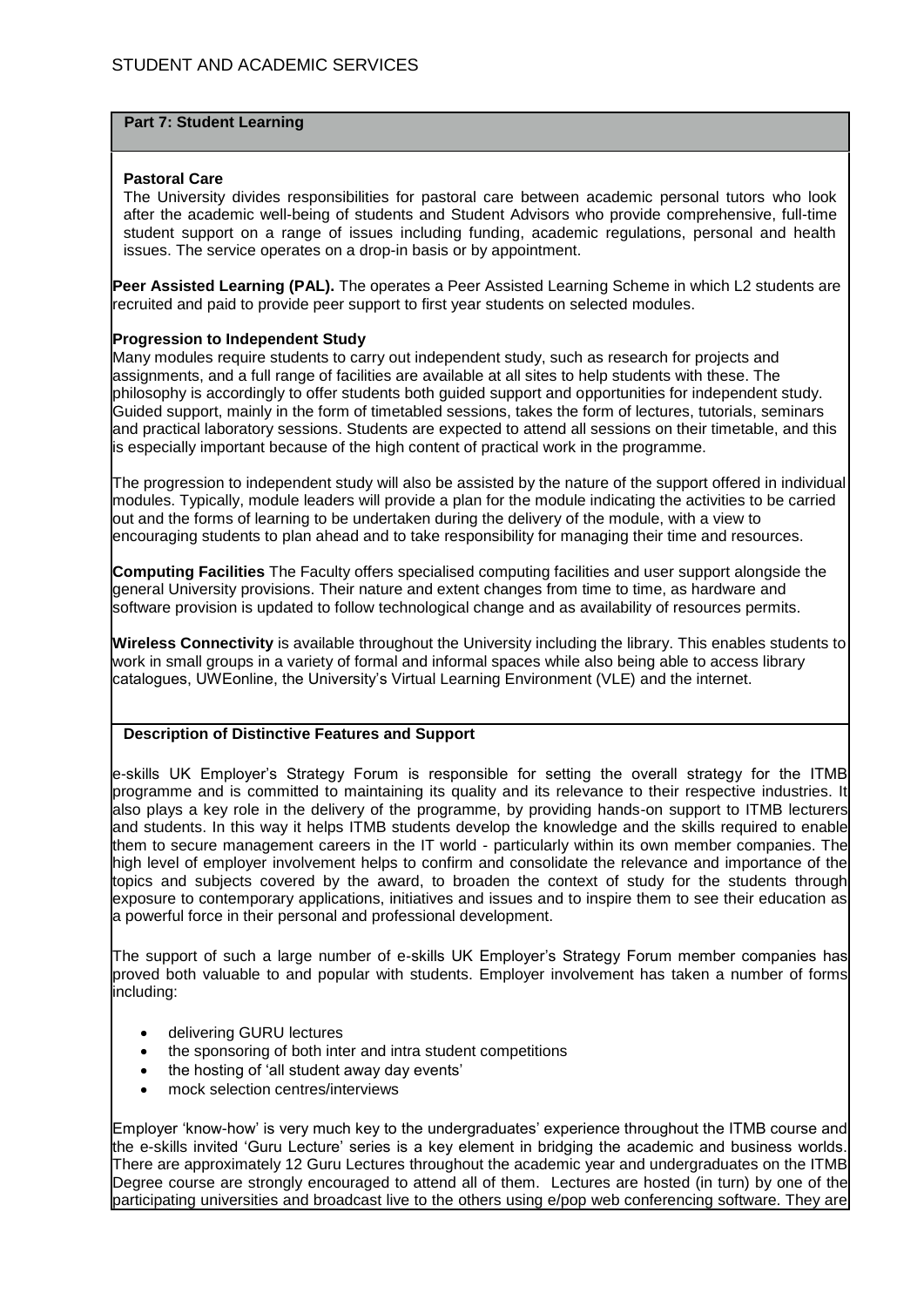## Part 7: Student Learning

**Pastoral Care**

The University divides responsibilities for pastoral care between academic personal tutors who look after the academic well-being of students and Student Advisors who provide comprehensive, full-time student support on a range of issues including funding, academic regulations, personal and health issues. The service operates on a drop-in basis or by appointment.

**Peer Assisted Learning (PAL).** The operates a Peer Assisted Learning Scheme in which L2 students are recruited and paid to provide peer support to first year students on selected modules.

**Progression to Independent Study**

Many modules require students to carry out independent study, such as research for projects and assignments, and a full range of facilities are available at all sites to help students with these. The philosophy is accordingly to offer students both guided support and opportunities for independent study. Guided support, mainly in the form of timetabled sessions, takes the form of lectures, tutorials, seminars and practical laboratory sessions. Students are expected to attend all sessions on their timetable, and this is especially important because of the high content of practical work in the programme.

The progression to independent study will also be assisted by the nature of the support offered in individual modules. Typically, module leaders will provide a plan for the module indicating the activities to be carried out and the forms of learning to be undertaken during the delivery of the module, with a view to encouraging students to plan ahead and to take responsibility for managing their time and resources.

**Computing Facilities** The Faculty offers specialised computing facilities and user support alongside the general University provisions. Their nature and extent changes from time to time, as hardware and software provision is updated to follow technological change and as availability of resources permits.

**Wireless Connectivity** is available throughout the University including the library. This enables students to work in small groups in a variety of formal and informal spaces while also being able to access library catalogues, UWEonline, the University's Virtual Learning Environment (VLE) and the internet.

**Description of Distinctive Features and Support**

e-skills UK Employer's Strategy Forum is responsible for setting the overall strategy for the ITMB programme and is committed to maintaining its quality and its relevance to their respective industries. It also plays a key role in the delivery of the programme, by providing hands-on support to ITMB lecturers and students. In this way it helps ITMB students develop the knowledge and the skills required to enable them to secure management careers in the IT world - particularly within its own member companies. The high level of employer involvement helps to confirm and consolidate the relevance and importance of the topics and subjects covered by the award, to broaden the context of study for the students through exposure to contemporary applications, initiatives and issues and to inspire them to see their education as a powerful force in their personal and professional development.

The support of such a large number of e-skills UK Employer's Strategy Forum member companies has proved both valuable to and popular with students. Employer involvement has taken a number of forms including:

- delivering GURU lectures
- the sponsoring of both inter and intra student competitions
- the hosting of 'all student away day events'
- mock selection centres/interviews

Employer 'know-how' is very much key to the undergraduates' experience throughout the ITMB course and the e-skills invited 'Guru Lecture' series is a key element in bridging the academic and business worlds. There are approximately 12 Guru Lectures throughout the academic year and undergraduates on the ITMB Degree course are strongly encouraged to attend all of them. Lectures are hosted (in turn) by one of the participating universities and broadcast live to the others using e/pop web conferencing software. They are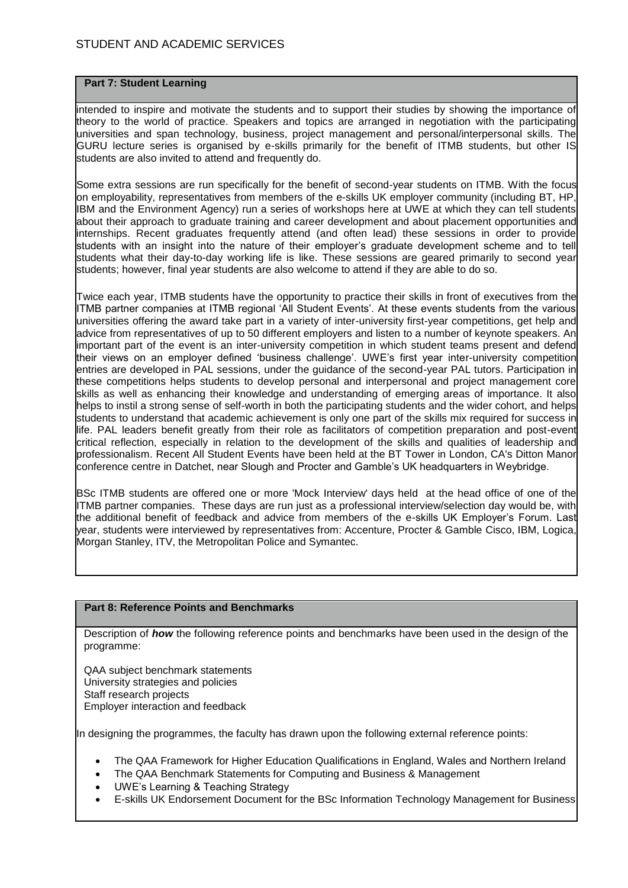## Part 7: Student Learning

intended to inspire and motivate the students and to support their studies by showing the importance of theory to the world of practice. Speakers and topics are arranged in negotiation with the participating universities and span technology, business, project management and personal/interpersonal skills. The GURU lecture series is organised by e-skills primarily for the benefit of ITMB students, but other IS students are also invited to attend and frequently do.

Some extra sessions are run specifically for the benefit of second-year students on ITMB. With the focus on employability, representatives from members of the e-skills UK employer community (including BT, HP, IBM and the Environment Agency) run a series of workshops here at UWE at which they can tell students about their approach to graduate training and career development and about placement opportunities and internships. Recent graduates frequently attend (and often lead) these sessions in order to provide students with an insight into the nature of their employer's graduate development scheme and to tell students what their day-to-day working life is like. These sessions are geared primarily to second year students; however, final year students are also welcome to attend if they are able to do so.

Twice each year, ITMB students have the opportunity to practice their skills in front of executives from the ITMB partner companies at ITMB regional 'All Student Events'. At these events students from the various universities offering the award take part in a variety of inter-university first-year competitions, get help and advice from representatives of up to 50 different employers and listen to a number of keynote speakers. An important part of the event is an inter-university competition in which student teams present and defend their views on an employer defined 'business challenge'. UWE's first year inter-university competition entries are developed in PAL sessions, under the guidance of the second-year PAL tutors. Participation in these competitions helps students to develop personal and interpersonal and project management core skills as well as enhancing their knowledge and understanding of emerging areas of importance. It also helps to instil a strong sense of self-worth in both the participating students and the wider cohort, and helps students to understand that academic achievement is only one part of the skills mix required for success in life. PAL leaders benefit greatly from their role as facilitators of competition preparation and post-event critical reflection, especially in relation to the development of the skills and qualities of leadership and professionalism. Recent All Student Events have been held at the BT Tower in London, CA's Ditton Manor conference centre in Datchet, near Slough and Procter and Gamble's UK headquarters in Weybridge.

BSc ITMB students are offered one or more 'Mock Interview' days held at the head office of one of the ITMB partner companies. These days are run just as a professional interview/selection day would be, with the additional benefit of feedback and advice from members of the e-skills UK Employer's Forum. Last year, students were interviewed by representatives from: Accenture, Procter & Gamble Cisco, IBM, Logica, Morgan Stanley, ITV, the Metropolitan Police and Symantec.

## Part 8: Reference Points and Benchmarks

Description of ***how*** the following reference points and benchmarks have been used in the design of the programme:

QAA subject benchmark statements
University strategies and policies
Staff research projects
Employer interaction and feedback

In designing the programmes, the faculty has drawn upon the following external reference points:

- The QAA Framework for Higher Education Qualifications in England, Wales and Northern Ireland
- The QAA Benchmark Statements for Computing and Business & Management
- UWE's Learning & Teaching Strategy
- E-skills UK Endorsement Document for the BSc Information Technology Management for Business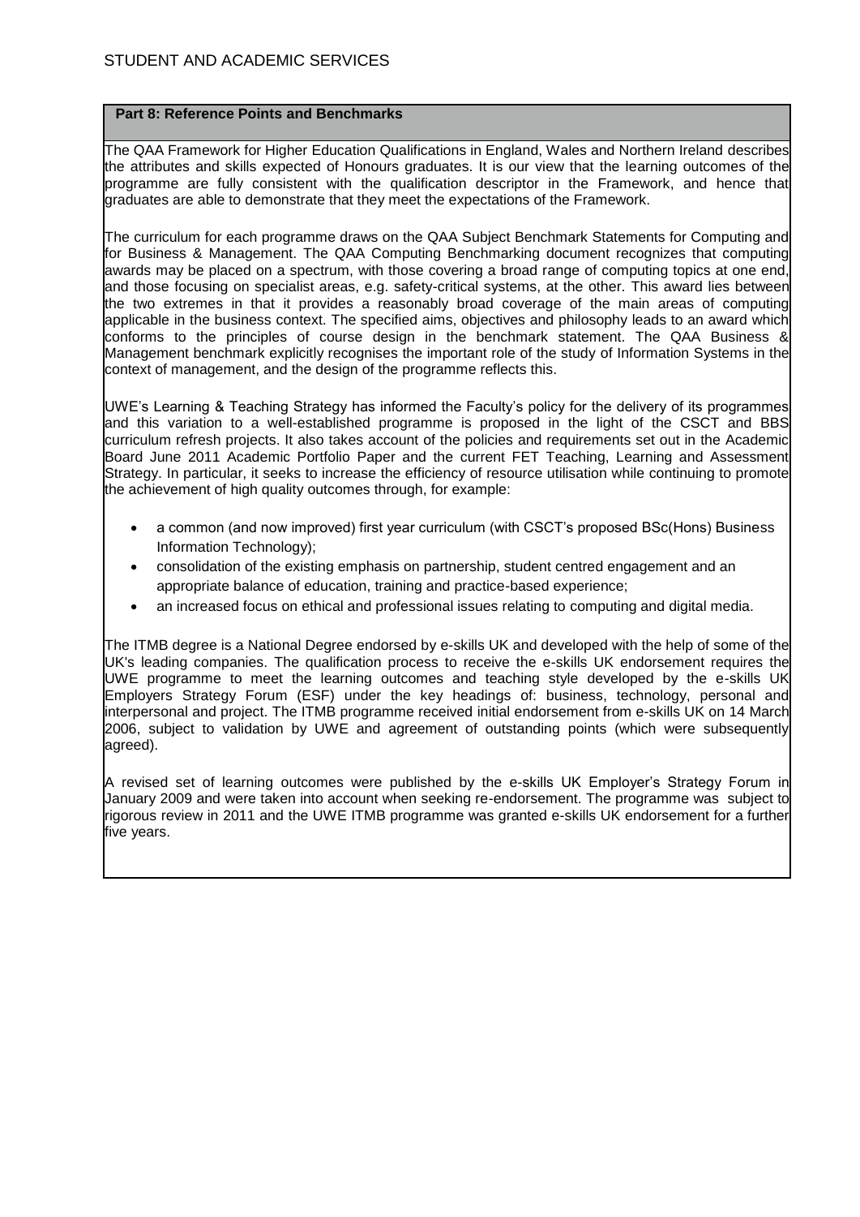## Part 8: Reference Points and Benchmarks

The QAA Framework for Higher Education Qualifications in England, Wales and Northern Ireland describes the attributes and skills expected of Honours graduates. It is our view that the learning outcomes of the programme are fully consistent with the qualification descriptor in the Framework, and hence that graduates are able to demonstrate that they meet the expectations of the Framework.

The curriculum for each programme draws on the QAA Subject Benchmark Statements for Computing and for Business & Management. The QAA Computing Benchmarking document recognizes that computing awards may be placed on a spectrum, with those covering a broad range of computing topics at one end, and those focusing on specialist areas, e.g. safety-critical systems, at the other. This award lies between the two extremes in that it provides a reasonably broad coverage of the main areas of computing applicable in the business context. The specified aims, objectives and philosophy leads to an award which conforms to the principles of course design in the benchmark statement. The QAA Business & Management benchmark explicitly recognises the important role of the study of Information Systems in the context of management, and the design of the programme reflects this.

UWE's Learning & Teaching Strategy has informed the Faculty's policy for the delivery of its programmes and this variation to a well-established programme is proposed in the light of the CSCT and BBS curriculum refresh projects. It also takes account of the policies and requirements set out in the Academic Board June 2011 Academic Portfolio Paper and the current FET Teaching, Learning and Assessment Strategy. In particular, it seeks to increase the efficiency of resource utilisation while continuing to promote the achievement of high quality outcomes through, for example:

- a common (and now improved) first year curriculum (with CSCT's proposed BSc(Hons) Business Information Technology);
- consolidation of the existing emphasis on partnership, student centred engagement and an appropriate balance of education, training and practice-based experience;
- an increased focus on ethical and professional issues relating to computing and digital media.

The ITMB degree is a National Degree endorsed by e-skills UK and developed with the help of some of the UK's leading companies. The qualification process to receive the e-skills UK endorsement requires the UWE programme to meet the learning outcomes and teaching style developed by the e-skills UK Employers Strategy Forum (ESF) under the key headings of: business, technology, personal and interpersonal and project. The ITMB programme received initial endorsement from e-skills UK on 14 March 2006, subject to validation by UWE and agreement of outstanding points (which were subsequently agreed).

A revised set of learning outcomes were published by the e-skills UK Employer's Strategy Forum in January 2009 and were taken into account when seeking re-endorsement. The programme was subject to rigorous review in 2011 and the UWE ITMB programme was granted e-skills UK endorsement for a further five years.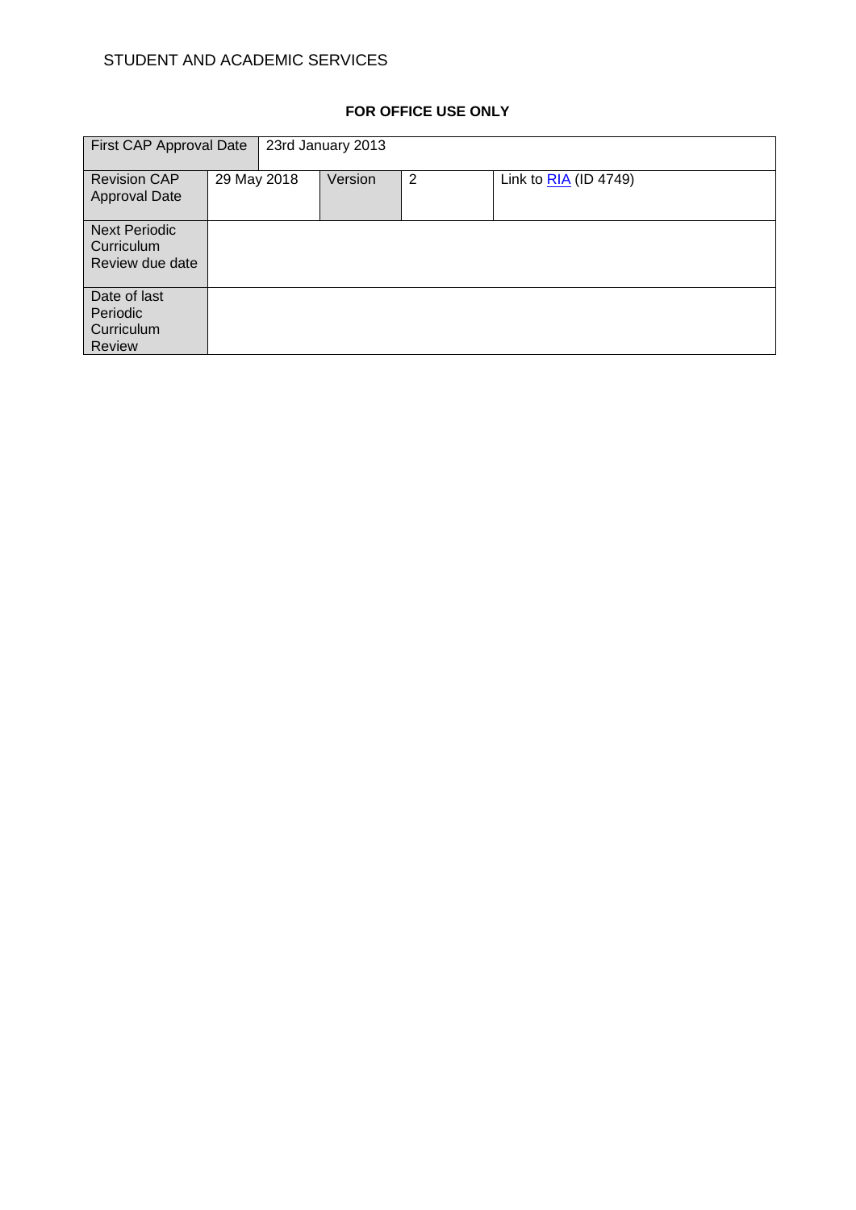STUDENT AND ACADEMIC SERVICES

**FOR OFFICE USE ONLY**

| | | | | |
|---|---|---|---|---|
| First CAP Approval Date | 23rd January 2013 | | | |
| Revision CAP Approval Date | 29 May 2018 | Version | 2 | Link to RIA (ID 4749) |
| Next Periodic Curriculum Review due date | | | | |
| Date of last Periodic Curriculum Review | | | | |